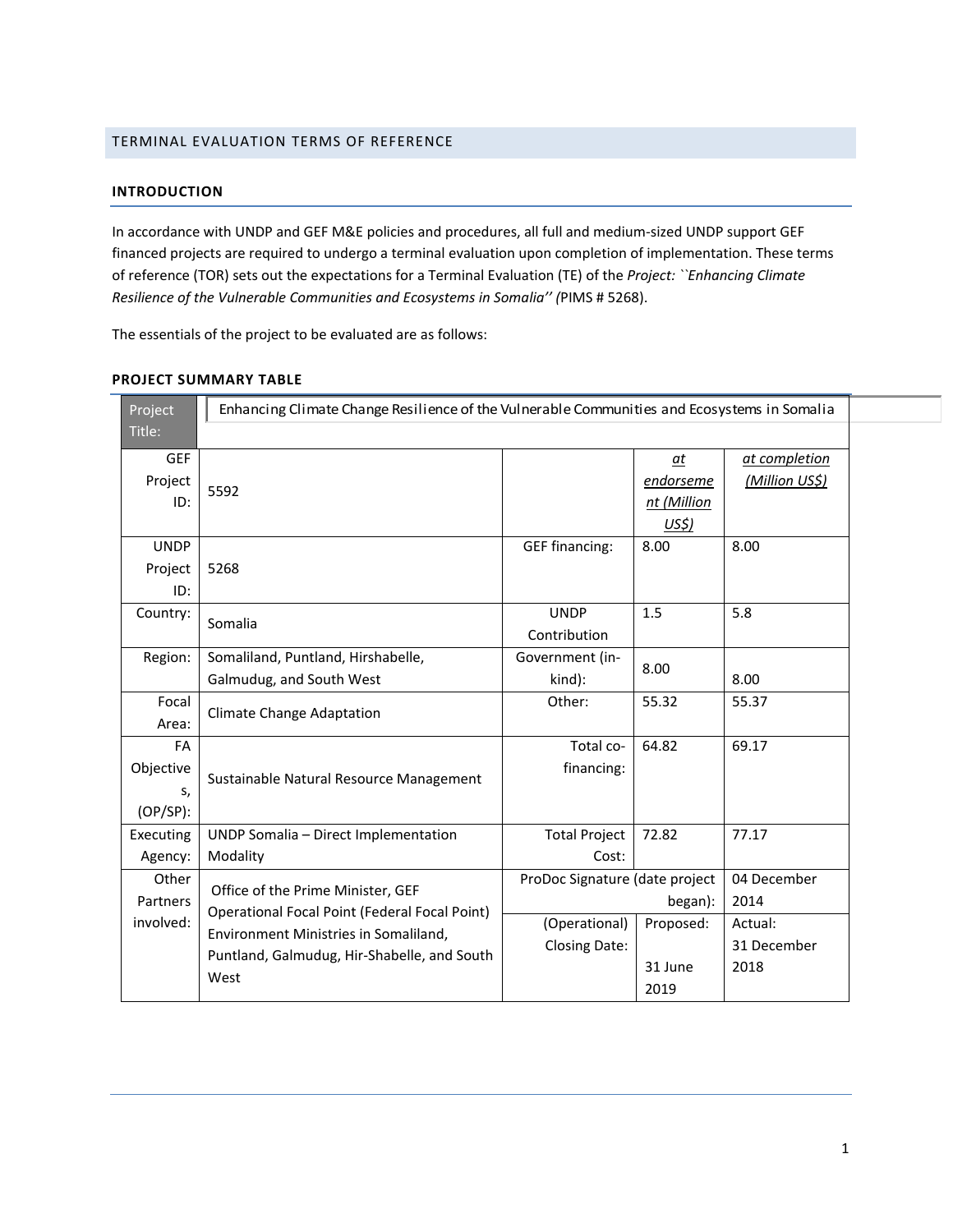## TERMINAL EVALUATION TERMS OF REFERENCE

### INTRODUCTION

In accordance with UNDP and GEF M&E policies and procedures, all full and medium-sized UNDP support GEF financed projects are required to undergo a terminal evaluation upon completion of implementation. These terms of reference (TOR) sets out the expectations for a Terminal Evaluation (TE) of the *Project: ``Enhancing Climate Resilience of the Vulnerable Communities and Ecosystems in Somalia'' (*PIMS # 5268).

The essentials of the project to be evaluated are as follows:

### PROJECT SUMMARY TABLE

| Project Title: | Enhancing Climate Change Resilience of the Vulnerable Communities and Ecosystems in Somalia | | | |
|---|---|---|---|---|
| GEF Project ID: | 5592 | | *at endorsement (Million US$)* | *at completion (Million US$)* |
| UNDP Project ID: | 5268 | GEF financing: | 8.00 | 8.00 |
| Country: | Somalia | UNDP Contribution | 1.5 | 5.8 |
| Region: | Somaliland, Puntland, Hirshabelle, Galmudug, and South West | Government (in-kind): | 8.00 | 8.00 |
| Focal Area: | Climate Change Adaptation | Other: | 55.32 | 55.37 |
| FA Objectives, (OP/SP): | Sustainable Natural Resource Management | Total co-financing: | 64.82 | 69.17 |
| Executing Agency: | UNDP Somalia – Direct Implementation Modality | Total Project Cost: | 72.82 | 77.17 |
| Other Partners involved: | Office of the Prime Minister, GEF Operational Focal Point (Federal Focal Point) Environment Ministries in Somaliland, Puntland, Galmudug, Hir-Shabelle, and South West | ProDoc Signature (date project began): | | 04 December 2014 |
| | | (Operational) Closing Date: | Proposed: 31 June 2019 | Actual: 31 December 2018 |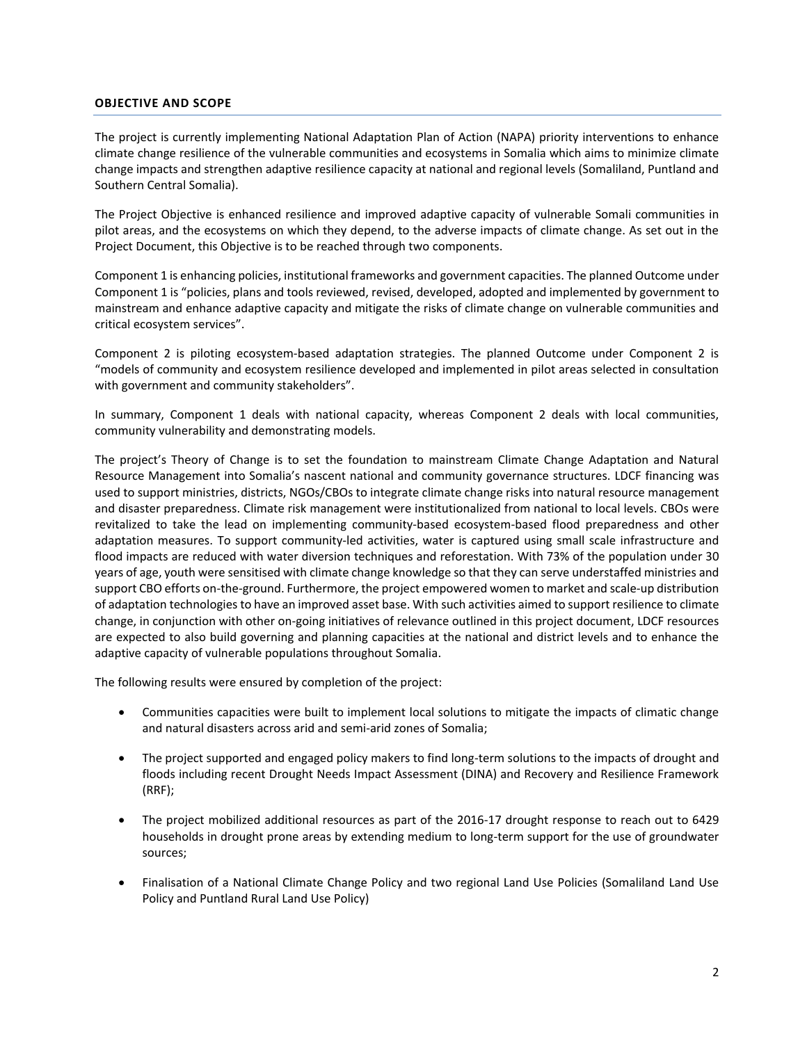## OBJECTIVE AND SCOPE

The project is currently implementing National Adaptation Plan of Action (NAPA) priority interventions to enhance climate change resilience of the vulnerable communities and ecosystems in Somalia which aims to minimize climate change impacts and strengthen adaptive resilience capacity at national and regional levels (Somaliland, Puntland and Southern Central Somalia).

The Project Objective is enhanced resilience and improved adaptive capacity of vulnerable Somali communities in pilot areas, and the ecosystems on which they depend, to the adverse impacts of climate change. As set out in the Project Document, this Objective is to be reached through two components.

Component 1 is enhancing policies, institutional frameworks and government capacities. The planned Outcome under Component 1 is "policies, plans and tools reviewed, revised, developed, adopted and implemented by government to mainstream and enhance adaptive capacity and mitigate the risks of climate change on vulnerable communities and critical ecosystem services".

Component 2 is piloting ecosystem-based adaptation strategies. The planned Outcome under Component 2 is "models of community and ecosystem resilience developed and implemented in pilot areas selected in consultation with government and community stakeholders".

In summary, Component 1 deals with national capacity, whereas Component 2 deals with local communities, community vulnerability and demonstrating models.

The project's Theory of Change is to set the foundation to mainstream Climate Change Adaptation and Natural Resource Management into Somalia's nascent national and community governance structures. LDCF financing was used to support ministries, districts, NGOs/CBOs to integrate climate change risks into natural resource management and disaster preparedness. Climate risk management were institutionalized from national to local levels. CBOs were revitalized to take the lead on implementing community-based ecosystem-based flood preparedness and other adaptation measures. To support community-led activities, water is captured using small scale infrastructure and flood impacts are reduced with water diversion techniques and reforestation. With 73% of the population under 30 years of age, youth were sensitised with climate change knowledge so that they can serve understaffed ministries and support CBO efforts on-the-ground. Furthermore, the project empowered women to market and scale-up distribution of adaptation technologies to have an improved asset base. With such activities aimed to support resilience to climate change, in conjunction with other on-going initiatives of relevance outlined in this project document, LDCF resources are expected to also build governing and planning capacities at the national and district levels and to enhance the adaptive capacity of vulnerable populations throughout Somalia.

The following results were ensured by completion of the project:

- Communities capacities were built to implement local solutions to mitigate the impacts of climatic change and natural disasters across arid and semi-arid zones of Somalia;
- The project supported and engaged policy makers to find long-term solutions to the impacts of drought and floods including recent Drought Needs Impact Assessment (DINA) and Recovery and Resilience Framework (RRF);
- The project mobilized additional resources as part of the 2016-17 drought response to reach out to 6429 households in drought prone areas by extending medium to long-term support for the use of groundwater sources;
- Finalisation of a National Climate Change Policy and two regional Land Use Policies (Somaliland Land Use Policy and Puntland Rural Land Use Policy)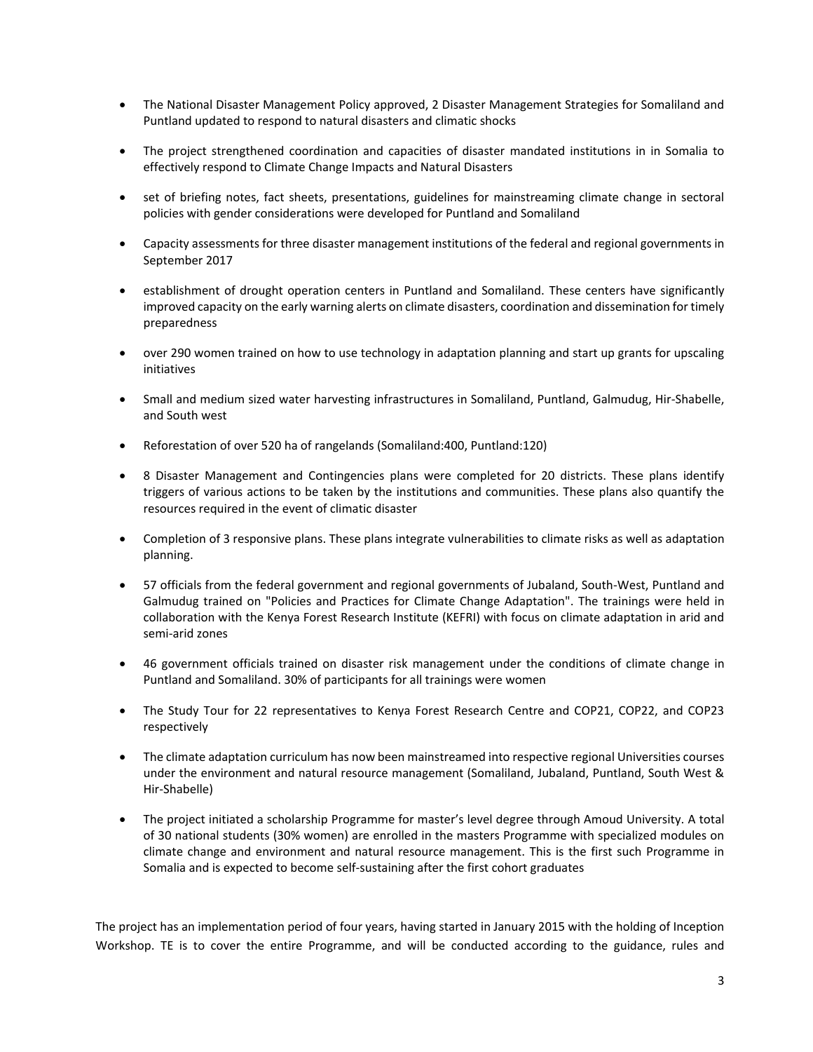- The National Disaster Management Policy approved, 2 Disaster Management Strategies for Somaliland and Puntland updated to respond to natural disasters and climatic shocks
- The project strengthened coordination and capacities of disaster mandated institutions in in Somalia to effectively respond to Climate Change Impacts and Natural Disasters
- set of briefing notes, fact sheets, presentations, guidelines for mainstreaming climate change in sectoral policies with gender considerations were developed for Puntland and Somaliland
- Capacity assessments for three disaster management institutions of the federal and regional governments in September 2017
- establishment of drought operation centers in Puntland and Somaliland. These centers have significantly improved capacity on the early warning alerts on climate disasters, coordination and dissemination for timely preparedness
- over 290 women trained on how to use technology in adaptation planning and start up grants for upscaling initiatives
- Small and medium sized water harvesting infrastructures in Somaliland, Puntland, Galmudug, Hir-Shabelle, and South west
- Reforestation of over 520 ha of rangelands (Somaliland:400, Puntland:120)
- 8 Disaster Management and Contingencies plans were completed for 20 districts. These plans identify triggers of various actions to be taken by the institutions and communities. These plans also quantify the resources required in the event of climatic disaster
- Completion of 3 responsive plans. These plans integrate vulnerabilities to climate risks as well as adaptation planning.
- 57 officials from the federal government and regional governments of Jubaland, South-West, Puntland and Galmudug trained on "Policies and Practices for Climate Change Adaptation". The trainings were held in collaboration with the Kenya Forest Research Institute (KEFRI) with focus on climate adaptation in arid and semi-arid zones
- 46 government officials trained on disaster risk management under the conditions of climate change in Puntland and Somaliland. 30% of participants for all trainings were women
- The Study Tour for 22 representatives to Kenya Forest Research Centre and COP21, COP22, and COP23 respectively
- The climate adaptation curriculum has now been mainstreamed into respective regional Universities courses under the environment and natural resource management (Somaliland, Jubaland, Puntland, South West & Hir-Shabelle)
- The project initiated a scholarship Programme for master's level degree through Amoud University. A total of 30 national students (30% women) are enrolled in the masters Programme with specialized modules on climate change and environment and natural resource management. This is the first such Programme in Somalia and is expected to become self-sustaining after the first cohort graduates

The project has an implementation period of four years, having started in January 2015 with the holding of Inception Workshop. TE is to cover the entire Programme, and will be conducted according to the guidance, rules and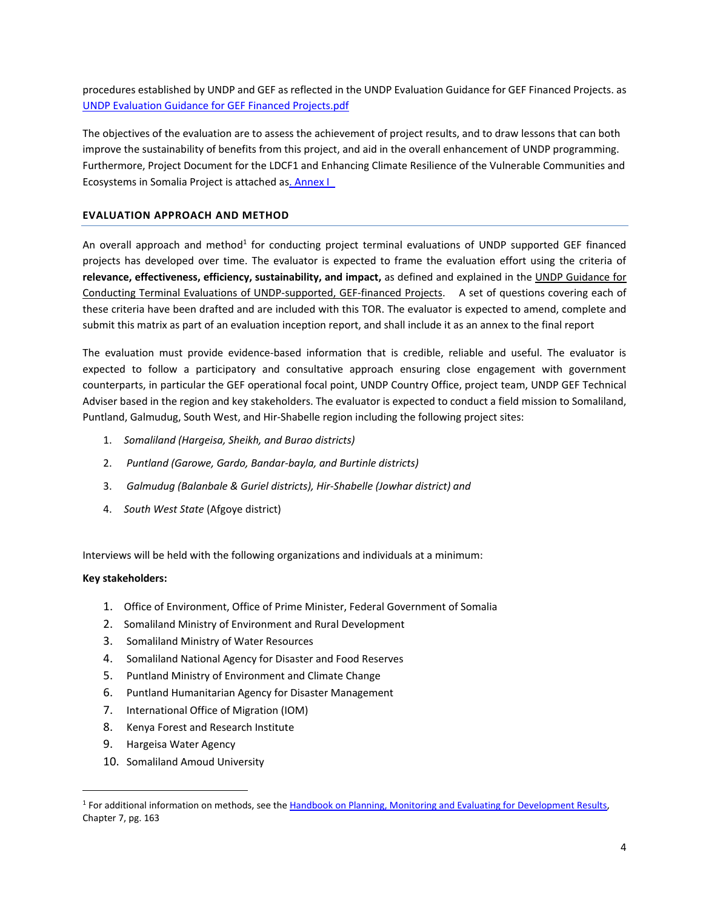procedures established by UNDP and GEF as reflected in the UNDP Evaluation Guidance for GEF Financed Projects. as [UNDP Evaluation Guidance for GEF Financed Projects.pdf](UNDP Evaluation Guidance for GEF Financed Projects.pdf)

The objectives of the evaluation are to assess the achievement of project results, and to draw lessons that can both improve the sustainability of benefits from this project, and aid in the overall enhancement of UNDP programming. Furthermore, Project Document for the LDCF1 and Enhancing Climate Resilience of the Vulnerable Communities and Ecosystems in Somalia Project is attached as. Annex I

## EVALUATION APPROACH AND METHOD

An overall approach and method[1] for conducting project terminal evaluations of UNDP supported GEF financed projects has developed over time. The evaluator is expected to frame the evaluation effort using the criteria of **relevance, effectiveness, efficiency, sustainability, and impact,** as defined and explained in the UNDP Guidance for Conducting Terminal Evaluations of UNDP-supported, GEF-financed Projects. A set of questions covering each of these criteria have been drafted and are included with this TOR. The evaluator is expected to amend, complete and submit this matrix as part of an evaluation inception report, and shall include it as an annex to the final report

The evaluation must provide evidence-based information that is credible, reliable and useful. The evaluator is expected to follow a participatory and consultative approach ensuring close engagement with government counterparts, in particular the GEF operational focal point, UNDP Country Office, project team, UNDP GEF Technical Adviser based in the region and key stakeholders. The evaluator is expected to conduct a field mission to Somaliland, Puntland, Galmudug, South West, and Hir-Shabelle region including the following project sites:

1. *Somaliland (Hargeisa, Sheikh, and Burao districts)*
2. *Puntland (Garowe, Gardo, Bandar-bayla, and Burtinle districts)*
3. *Galmudug (Balanbale & Guriel districts), Hir-Shabelle (Jowhar district) and*
4. *South West State* (Afgoye district)

Interviews will be held with the following organizations and individuals at a minimum:

**Key stakeholders:**

1. Office of Environment, Office of Prime Minister, Federal Government of Somalia
2. Somaliland Ministry of Environment and Rural Development
3. Somaliland Ministry of Water Resources
4. Somaliland National Agency for Disaster and Food Reserves
5. Puntland Ministry of Environment and Climate Change
6. Puntland Humanitarian Agency for Disaster Management
7. International Office of Migration (IOM)
8. Kenya Forest and Research Institute
9. Hargeisa Water Agency
10. Somaliland Amoud University

[1] For additional information on methods, see the Handbook on Planning, Monitoring and Evaluating for Development Results, Chapter 7, pg. 163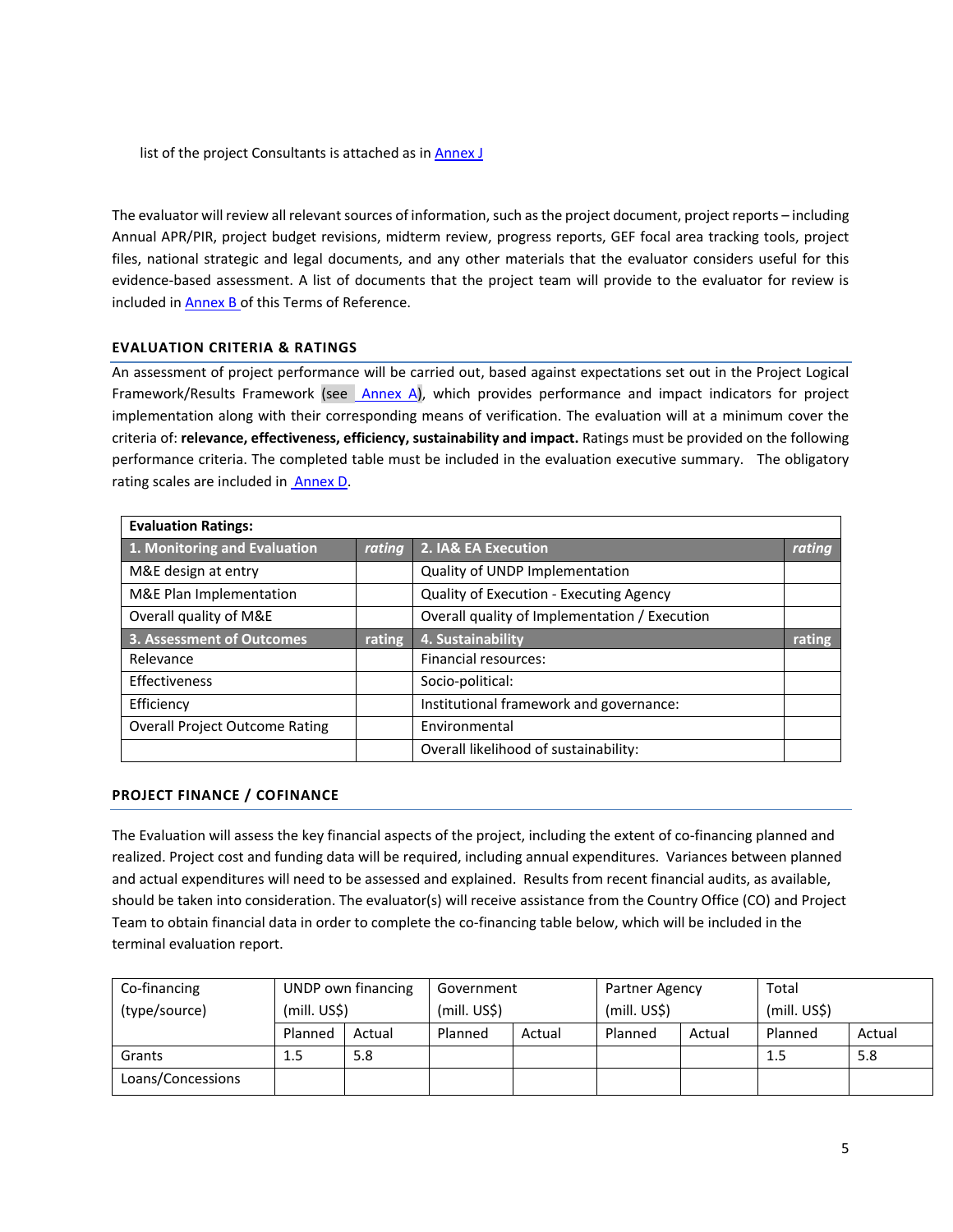list of the project Consultants is attached as in Annex J

The evaluator will review all relevant sources of information, such as the project document, project reports – including Annual APR/PIR, project budget revisions, midterm review, progress reports, GEF focal area tracking tools, project files, national strategic and legal documents, and any other materials that the evaluator considers useful for this evidence-based assessment. A list of documents that the project team will provide to the evaluator for review is included in Annex B of this Terms of Reference.

### EVALUATION CRITERIA & RATINGS

An assessment of project performance will be carried out, based against expectations set out in the Project Logical Framework/Results Framework (see Annex A), which provides performance and impact indicators for project implementation along with their corresponding means of verification. The evaluation will at a minimum cover the criteria of: **relevance, effectiveness, efficiency, sustainability and impact.** Ratings must be provided on the following performance criteria. The completed table must be included in the evaluation executive summary. The obligatory rating scales are included in Annex D.

| **Evaluation Ratings:** | | | |
|---|---|---|---|
| **1. Monitoring and Evaluation** | *rating* | **2. IA& EA Execution** | *rating* |
| M&E design at entry | | Quality of UNDP Implementation | |
| M&E Plan Implementation | | Quality of Execution - Executing Agency | |
| Overall quality of M&E | | Overall quality of Implementation / Execution | |
| **3. Assessment of Outcomes** | **rating** | **4. Sustainability** | **rating** |
| Relevance | | Financial resources: | |
| Effectiveness | | Socio-political: | |
| Efficiency | | Institutional framework and governance: | |
| Overall Project Outcome Rating | | Environmental | |
| | | Overall likelihood of sustainability: | |

### PROJECT FINANCE / COFINANCE

The Evaluation will assess the key financial aspects of the project, including the extent of co-financing planned and realized. Project cost and funding data will be required, including annual expenditures. Variances between planned and actual expenditures will need to be assessed and explained. Results from recent financial audits, as available, should be taken into consideration. The evaluator(s) will receive assistance from the Country Office (CO) and Project Team to obtain financial data in order to complete the co-financing table below, which will be included in the terminal evaluation report.

| Co-financing (type/source) | UNDP own financing (mill. US$) | | Government (mill. US$) | | Partner Agency (mill. US$) | | Total (mill. US$) | |
|---|---|---|---|---|---|---|---|---|
| | Planned | Actual | Planned | Actual | Planned | Actual | Planned | Actual |
| Grants | 1.5 | 5.8 | | | | | 1.5 | 5.8 |
| Loans/Concessions | | | | | | | | |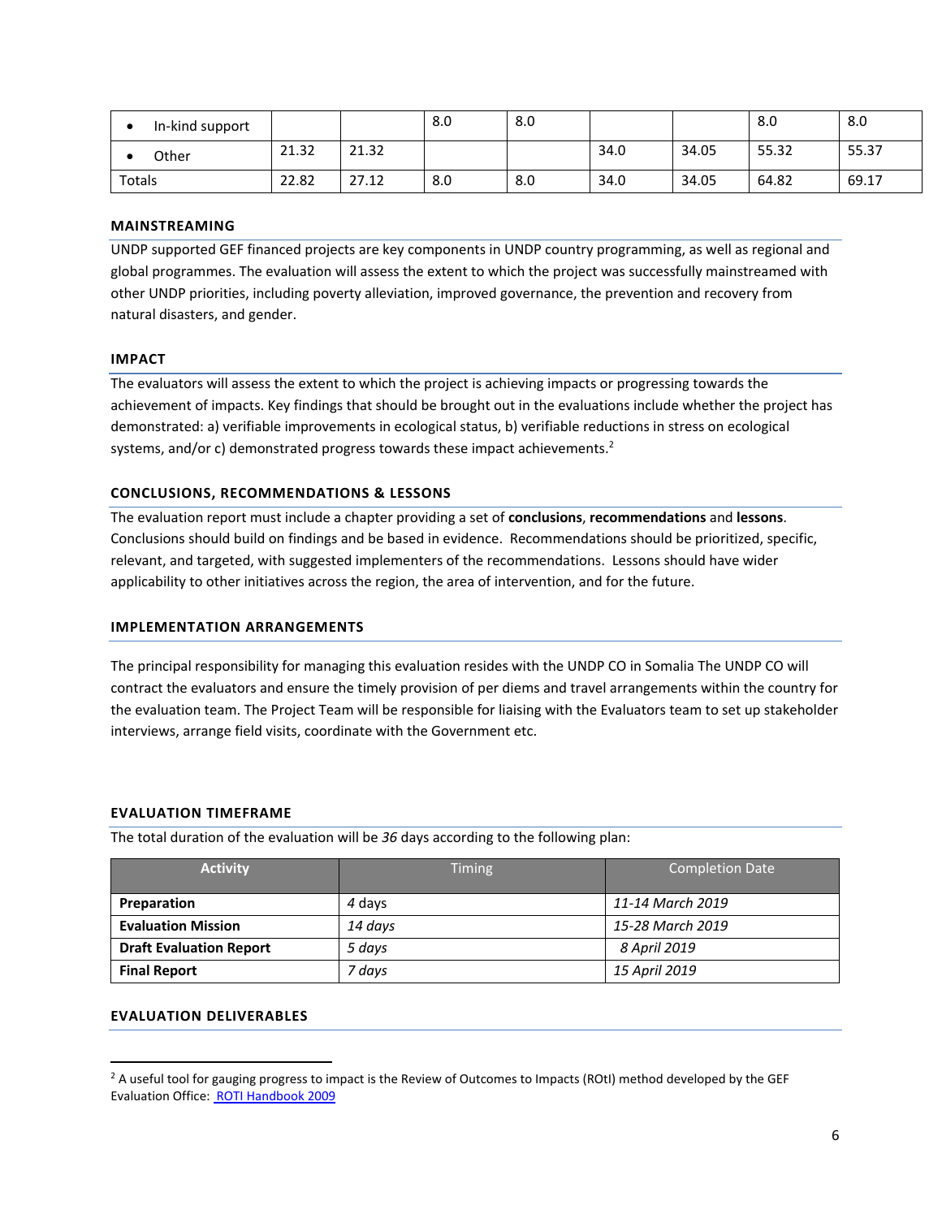| | | | | | | | | |
|---|---|---|---|---|---|---|---|---|
| • In-kind support | | | 8.0 | 8.0 | | | 8.0 | 8.0 |
| • Other | 21.32 | 21.32 | | | 34.0 | 34.05 | 55.32 | 55.37 |
| Totals | 22.82 | 27.12 | 8.0 | 8.0 | 34.0 | 34.05 | 64.82 | 69.17 |

### MAINSTREAMING

UNDP supported GEF financed projects are key components in UNDP country programming, as well as regional and global programmes. The evaluation will assess the extent to which the project was successfully mainstreamed with other UNDP priorities, including poverty alleviation, improved governance, the prevention and recovery from natural disasters, and gender.

### IMPACT

The evaluators will assess the extent to which the project is achieving impacts or progressing towards the achievement of impacts. Key findings that should be brought out in the evaluations include whether the project has demonstrated: a) verifiable improvements in ecological status, b) verifiable reductions in stress on ecological systems, and/or c) demonstrated progress towards these impact achievements.[2]

### CONCLUSIONS, RECOMMENDATIONS & LESSONS

The evaluation report must include a chapter providing a set of **conclusions**, **recommendations** and **lessons**. Conclusions should build on findings and be based in evidence. Recommendations should be prioritized, specific, relevant, and targeted, with suggested implementers of the recommendations. Lessons should have wider applicability to other initiatives across the region, the area of intervention, and for the future.

### IMPLEMENTATION ARRANGEMENTS

The principal responsibility for managing this evaluation resides with the UNDP CO in Somalia The UNDP CO will contract the evaluators and ensure the timely provision of per diems and travel arrangements within the country for the evaluation team. The Project Team will be responsible for liaising with the Evaluators team to set up stakeholder interviews, arrange field visits, coordinate with the Government etc.

### EVALUATION TIMEFRAME

The total duration of the evaluation will be *36* days according to the following plan:

| Activity | Timing | Completion Date |
|---|---|---|
| **Preparation** | *4 days* | *11-14 March 2019* |
| **Evaluation Mission** | *14 days* | *15-28 March 2019* |
| **Draft Evaluation Report** | *5 days* | *8 April 2019* |
| **Final Report** | *7 days* | *15 April 2019* |

### EVALUATION DELIVERABLES

---

[2] A useful tool for gauging progress to impact is the Review of Outcomes to Impacts (ROtI) method developed by the GEF Evaluation Office: ROTI Handbook 2009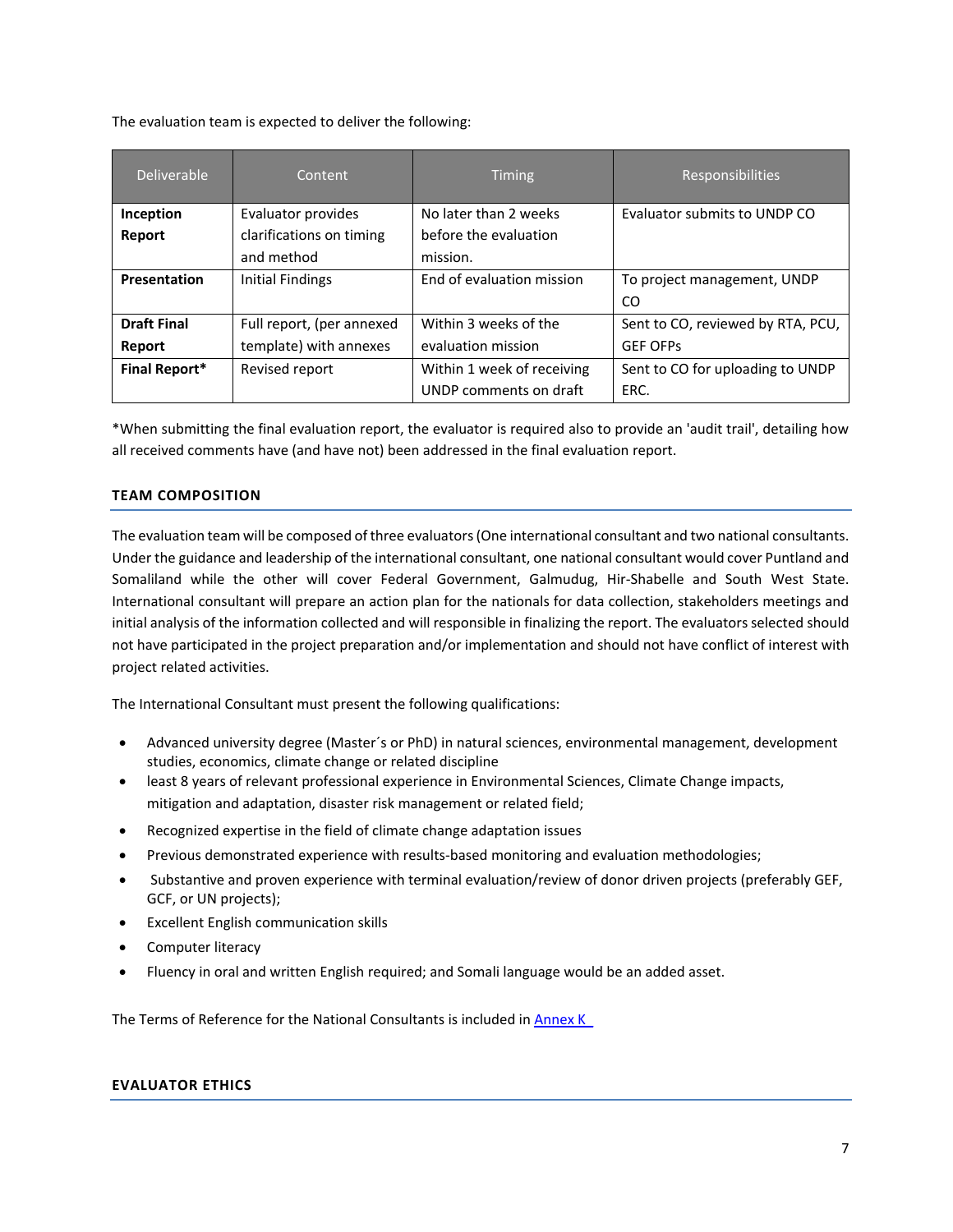The evaluation team is expected to deliver the following:

| Deliverable | Content | Timing | Responsibilities |
| --- | --- | --- | --- |
| **Inception Report** | Evaluator provides clarifications on timing and method | No later than 2 weeks before the evaluation mission. | Evaluator submits to UNDP CO |
| **Presentation** | Initial Findings | End of evaluation mission | To project management, UNDP CO |
| **Draft Final Report** | Full report, (per annexed template) with annexes | Within 3 weeks of the evaluation mission | Sent to CO, reviewed by RTA, PCU, GEF OFPs |
| **Final Report*** | Revised report | Within 1 week of receiving UNDP comments on draft | Sent to CO for uploading to UNDP ERC. |

*When submitting the final evaluation report, the evaluator is required also to provide an 'audit trail', detailing how all received comments have (and have not) been addressed in the final evaluation report.

## TEAM COMPOSITION

The evaluation team will be composed of three evaluators (One international consultant and two national consultants. Under the guidance and leadership of the international consultant, one national consultant would cover Puntland and Somaliland while the other will cover Federal Government, Galmudug, Hir-Shabelle and South West State. International consultant will prepare an action plan for the nationals for data collection, stakeholders meetings and initial analysis of the information collected and will responsible in finalizing the report. The evaluators selected should not have participated in the project preparation and/or implementation and should not have conflict of interest with project related activities.

The International Consultant must present the following qualifications:

- Advanced university degree (Master´s or PhD) in natural sciences, environmental management, development studies, economics, climate change or related discipline
- least 8 years of relevant professional experience in Environmental Sciences, Climate Change impacts, mitigation and adaptation, disaster risk management or related field;
- Recognized expertise in the field of climate change adaptation issues
- Previous demonstrated experience with results-based monitoring and evaluation methodologies;
- Substantive and proven experience with terminal evaluation/review of donor driven projects (preferably GEF, GCF, or UN projects);
- Excellent English communication skills
- Computer literacy
- Fluency in oral and written English required; and Somali language would be an added asset.

The Terms of Reference for the National Consultants is included in Annex K

## EVALUATOR ETHICS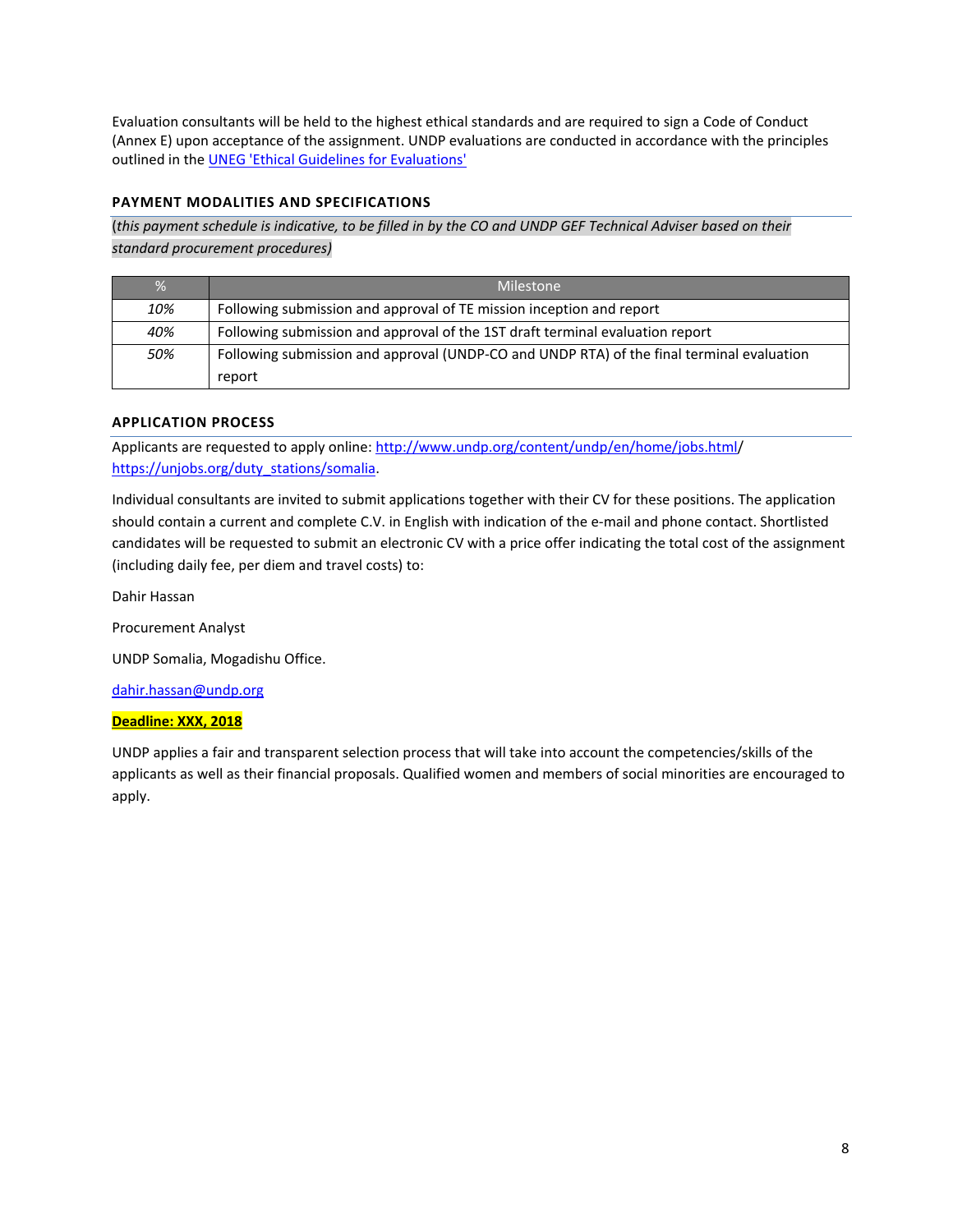Evaluation consultants will be held to the highest ethical standards and are required to sign a Code of Conduct (Annex E) upon acceptance of the assignment. UNDP evaluations are conducted in accordance with the principles outlined in the [UNEG 'Ethical Guidelines for Evaluations']

### PAYMENT MODALITIES AND SPECIFICATIONS

*(this payment schedule is indicative, to be filled in by the CO and UNDP GEF Technical Adviser based on their standard procurement procedures)*

| % | Milestone |
|---|---|
| *10%* | Following submission and approval of TE mission inception and report |
| *40%* | Following submission and approval of the 1ST draft terminal evaluation report |
| *50%* | Following submission and approval (UNDP-CO and UNDP RTA) of the final terminal evaluation report |

### APPLICATION PROCESS

Applicants are requested to apply online: http://www.undp.org/content/undp/en/home/jobs.html/ https://unjobs.org/duty_stations/somalia.

Individual consultants are invited to submit applications together with their CV for these positions. The application should contain a current and complete C.V. in English with indication of the e-mail and phone contact. Shortlisted candidates will be requested to submit an electronic CV with a price offer indicating the total cost of the assignment (including daily fee, per diem and travel costs) to:

Dahir Hassan

Procurement Analyst

UNDP Somalia, Mogadishu Office.

dahir.hassan@undp.org

**Deadline: XXX, 2018**

UNDP applies a fair and transparent selection process that will take into account the competencies/skills of the applicants as well as their financial proposals. Qualified women and members of social minorities are encouraged to apply.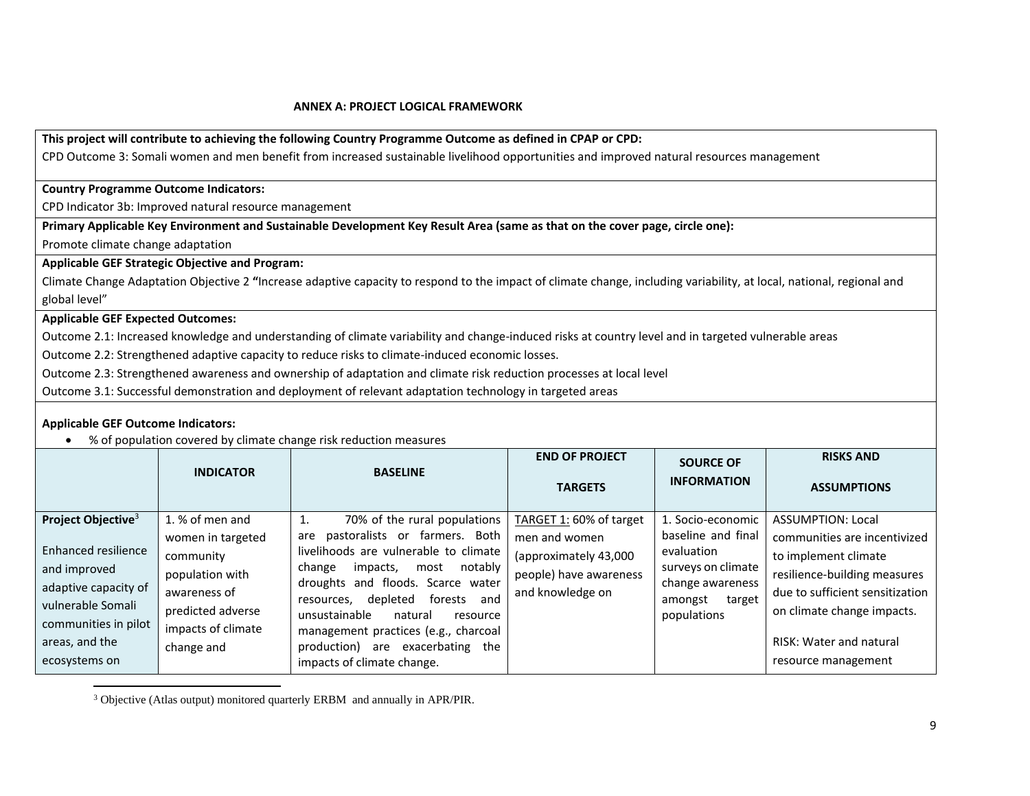**ANNEX A: PROJECT LOGICAL FRAMEWORK**

**This project will contribute to achieving the following Country Programme Outcome as defined in CPAP or CPD:**

CPD Outcome 3: Somali women and men benefit from increased sustainable livelihood opportunities and improved natural resources management

**Country Programme Outcome Indicators:**

CPD Indicator 3b: Improved natural resource management

**Primary Applicable Key Environment and Sustainable Development Key Result Area (same as that on the cover page, circle one):**

Promote climate change adaptation

**Applicable GEF Strategic Objective and Program:**

Climate Change Adaptation Objective 2 **"**Increase adaptive capacity to respond to the impact of climate change, including variability, at local, national, regional and global level"

**Applicable GEF Expected Outcomes:**

Outcome 2.1: Increased knowledge and understanding of climate variability and change-induced risks at country level and in targeted vulnerable areas

Outcome 2.2: Strengthened adaptive capacity to reduce risks to climate-induced economic losses.

Outcome 2.3: Strengthened awareness and ownership of adaptation and climate risk reduction processes at local level

Outcome 3.1: Successful demonstration and deployment of relevant adaptation technology in targeted areas

**Applicable GEF Outcome Indicators:**

- % of population covered by climate change risk reduction measures

| | **INDICATOR** | **BASELINE** | **END OF PROJECT TARGETS** | **SOURCE OF INFORMATION** | **RISKS AND ASSUMPTIONS** |
|---|---|---|---|---|---|
| **Project Objective**[3]<br><br>Enhanced resilience and improved adaptive capacity of vulnerable Somali communities in pilot areas, and the ecosystems on | 1. % of men and women in targeted community population with awareness of predicted adverse impacts of climate change and | 1. 70% of the rural populations are pastoralists or farmers. Both livelihoods are vulnerable to climate change impacts, most notably droughts and floods. Scarce water resources, depleted forests and unsustainable natural resource management practices (e.g., charcoal production) are exacerbating the impacts of climate change. | TARGET 1: 60% of target men and women (approximately 43,000 people) have awareness and knowledge on | 1. Socio-economic baseline and final evaluation surveys on climate change awareness amongst target populations | ASSUMPTION: Local communities are incentivized to implement climate resilience-building measures due to sufficient sensitization on climate change impacts.<br><br>RISK: Water and natural resource management |

[3] Objective (Atlas output) monitored quarterly ERBM and annually in APR/PIR.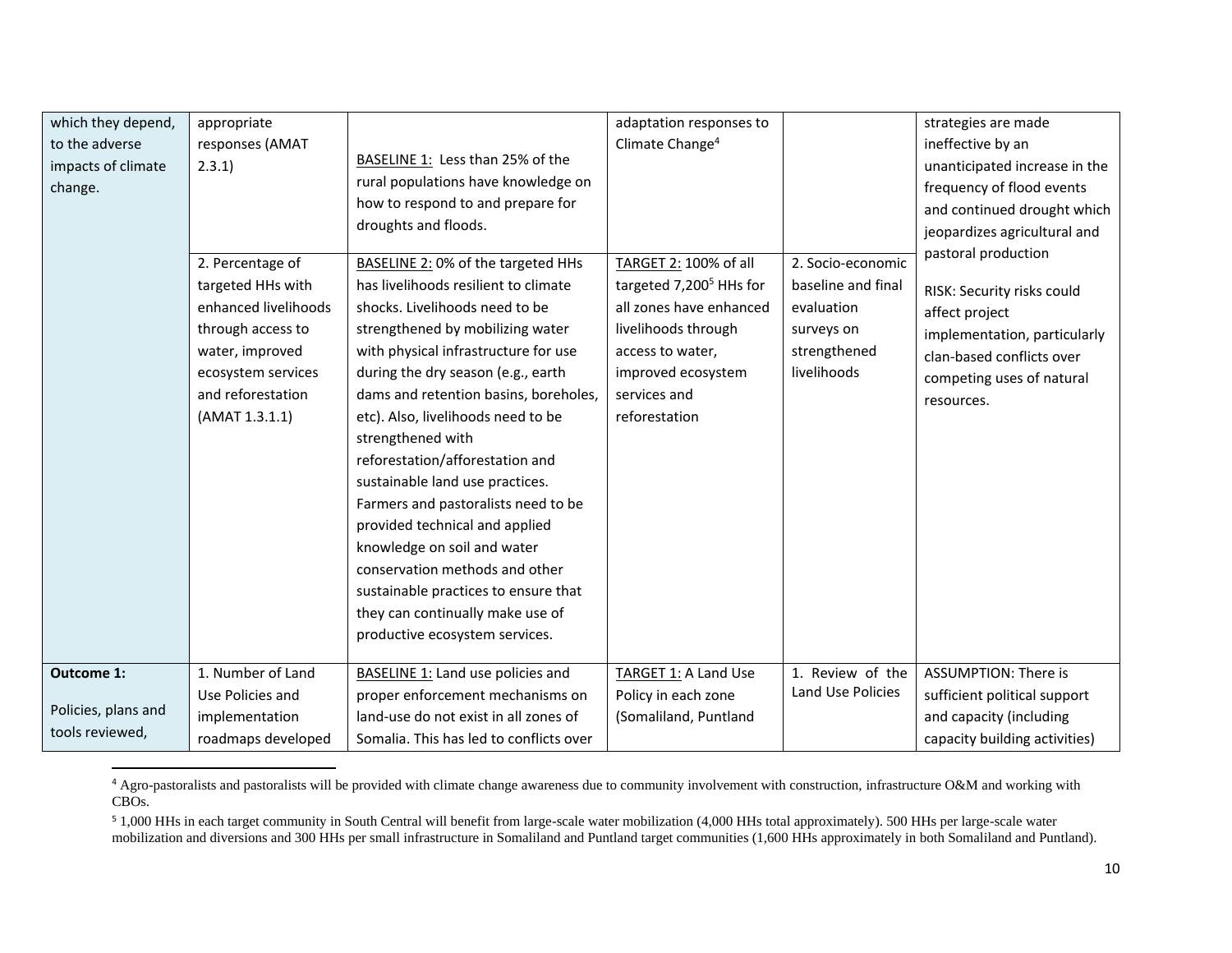| which they depend, to the adverse impacts of climate change. | appropriate responses (AMAT 2.3.1) | BASELINE 1: Less than 25% of the rural populations have knowledge on how to respond to and prepare for droughts and floods. | adaptation responses to Climate Change[4] | | strategies are made ineffective by an unanticipated increase in the frequency of flood events and continued drought which jeopardizes agricultural and pastoral production<br><br>RISK: Security risks could affect project implementation, particularly clan-based conflicts over competing uses of natural resources. |
|---|---|---|---|---|---|
| | 2. Percentage of targeted HHs with enhanced livelihoods through access to water, improved ecosystem services and reforestation (AMAT 1.3.1.1) | BASELINE 2: 0% of the targeted HHs has livelihoods resilient to climate shocks. Livelihoods need to be strengthened by mobilizing water with physical infrastructure for use during the dry season (e.g., earth dams and retention basins, boreholes, etc). Also, livelihoods need to be strengthened with reforestation/afforestation and sustainable land use practices. Farmers and pastoralists need to be provided technical and applied knowledge on soil and water conservation methods and other sustainable practices to ensure that they can continually make use of productive ecosystem services. | TARGET 2: 100% of all targeted 7,200[5] HHs for all zones have enhanced livelihoods through access to water, improved ecosystem services and reforestation | 2. Socio-economic baseline and final evaluation surveys on strengthened livelihoods | |
| **Outcome 1:**<br><br>Policies, plans and tools reviewed, | 1. Number of Land Use Policies and implementation roadmaps developed | BASELINE 1: Land use policies and proper enforcement mechanisms on land-use do not exist in all zones of Somalia. This has led to conflicts over | TARGET 1: A Land Use Policy in each zone (Somaliland, Puntland | 1. Review of the Land Use Policies | ASSUMPTION: There is sufficient political support and capacity (including capacity building activities) |

[4] Agro-pastoralists and pastoralists will be provided with climate change awareness due to community involvement with construction, infrastructure O&M and working with CBOs.

[5] 1,000 HHs in each target community in South Central will benefit from large-scale water mobilization (4,000 HHs total approximately). 500 HHs per large-scale water mobilization and diversions and 300 HHs per small infrastructure in Somaliland and Puntland target communities (1,600 HHs approximately in both Somaliland and Puntland).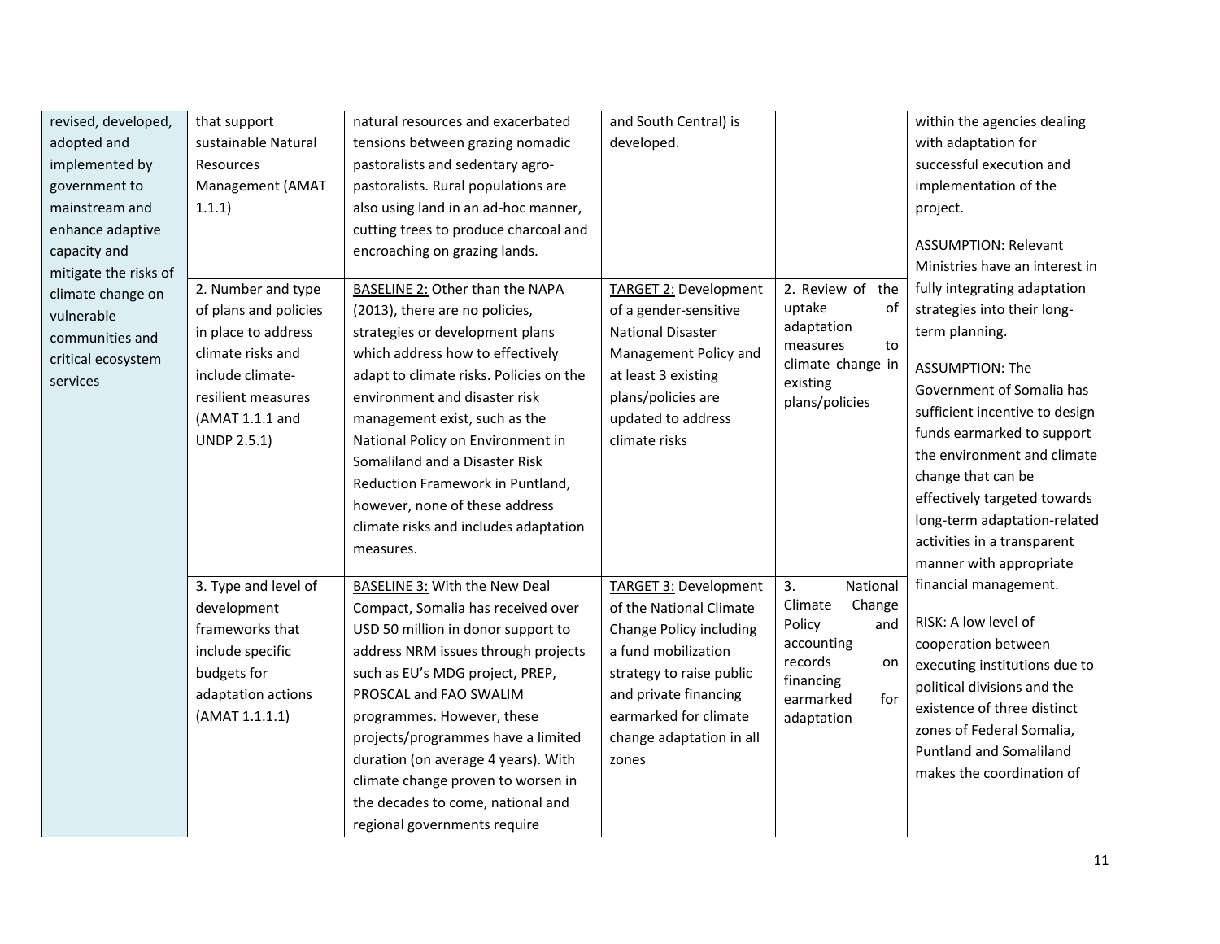| | | | | | |
|---|---|---|---|---|---|
| revised, developed, adopted and implemented by government to mainstream and enhance adaptive capacity and mitigate the risks of climate change on vulnerable communities and critical ecosystem services | that support sustainable Natural Resources Management (AMAT 1.1.1) | natural resources and exacerbated tensions between grazing nomadic pastoralists and sedentary agro-pastoralists. Rural populations are also using land in an ad-hoc manner, cutting trees to produce charcoal and encroaching on grazing lands. | and South Central) is developed. | | within the agencies dealing with adaptation for successful execution and implementation of the project.<br><br>ASSUMPTION: Relevant Ministries have an interest in fully integrating adaptation strategies into their long-term planning.<br><br>ASSUMPTION: The Government of Somalia has sufficient incentive to design funds earmarked to support the environment and climate change that can be effectively targeted towards long-term adaptation-related activities in a transparent manner with appropriate financial management.<br><br>RISK: A low level of cooperation between executing institutions due to political divisions and the existence of three distinct zones of Federal Somalia, Puntland and Somaliland makes the coordination of |
| | 2. Number and type of plans and policies in place to address climate risks and include climate-resilient measures (AMAT 1.1.1 and UNDP 2.5.1) | BASELINE 2: Other than the NAPA (2013), there are no policies, strategies or development plans which address how to effectively adapt to climate risks. Policies on the environment and disaster risk management exist, such as the National Policy on Environment in Somaliland and a Disaster Risk Reduction Framework in Puntland, however, none of these address climate risks and includes adaptation measures. | TARGET 2: Development of a gender-sensitive National Disaster Management Policy and at least 3 existing plans/policies are updated to address climate risks | 2. Review of the uptake of adaptation measures to climate change in existing plans/policies | |
| | 3. Type and level of development frameworks that include specific budgets for adaptation actions (AMAT 1.1.1.1) | BASELINE 3: With the New Deal Compact, Somalia has received over USD 50 million in donor support to address NRM issues through projects such as EU's MDG project, PREP, PROSCAL and FAO SWALIM programmes. However, these projects/programmes have a limited duration (on average 4 years). With climate change proven to worsen in the decades to come, national and regional governments require | TARGET 3: Development of the National Climate Change Policy including a fund mobilization strategy to raise public and private financing earmarked for climate change adaptation in all zones | 3. National Climate Change Policy and accounting records on financing earmarked for adaptation | |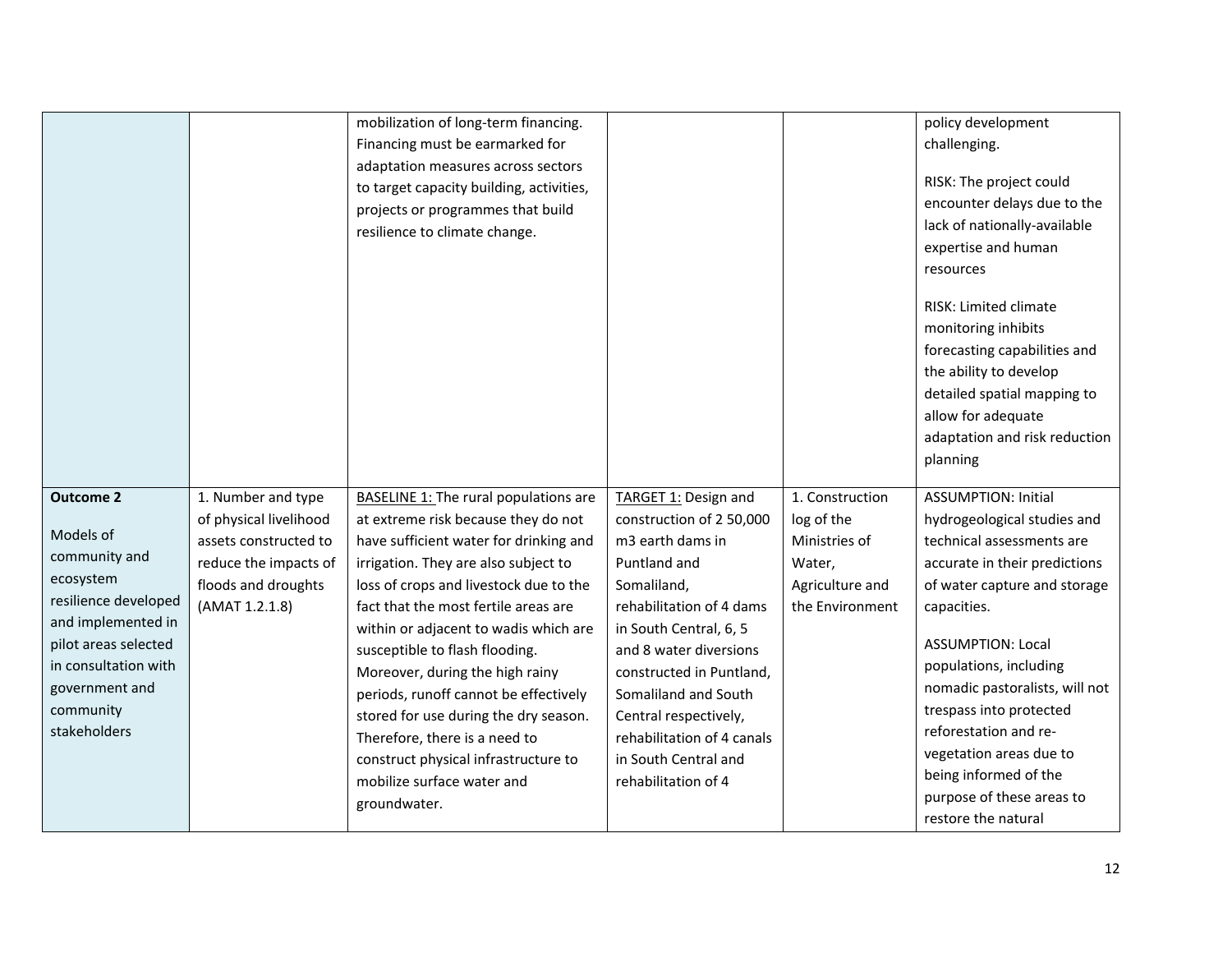| | | | | | |
|---|---|---|---|---|---|
| | | mobilization of long-term financing. Financing must be earmarked for adaptation measures across sectors to target capacity building, activities, projects or programmes that build resilience to climate change. | | | policy development challenging.<br><br>RISK: The project could encounter delays due to the lack of nationally-available expertise and human resources<br><br>RISK: Limited climate monitoring inhibits forecasting capabilities and the ability to develop detailed spatial mapping to allow for adequate adaptation and risk reduction planning |
| **Outcome 2**<br><br>Models of community and ecosystem resilience developed and implemented in pilot areas selected in consultation with government and community stakeholders | 1. Number and type of physical livelihood assets constructed to reduce the impacts of floods and droughts (AMAT 1.2.1.8) | BASELINE 1: The rural populations are at extreme risk because they do not have sufficient water for drinking and irrigation. They are also subject to loss of crops and livestock due to the fact that the most fertile areas are within or adjacent to wadis which are susceptible to flash flooding. Moreover, during the high rainy periods, runoff cannot be effectively stored for use during the dry season. Therefore, there is a need to construct physical infrastructure to mobilize surface water and groundwater. | TARGET 1: Design and construction of 2 50,000 m3 earth dams in Puntland and Somaliland, rehabilitation of 4 dams in South Central, 6, 5 and 8 water diversions constructed in Puntland, Somaliland and South Central respectively, rehabilitation of 4 canals in South Central and rehabilitation of 4 | 1. Construction log of the Ministries of Water, Agriculture and the Environment | ASSUMPTION: Initial hydrogeological studies and technical assessments are accurate in their predictions of water capture and storage capacities.<br><br>ASSUMPTION: Local populations, including nomadic pastoralists, will not trespass into protected reforestation and re-vegetation areas due to being informed of the purpose of these areas to restore the natural |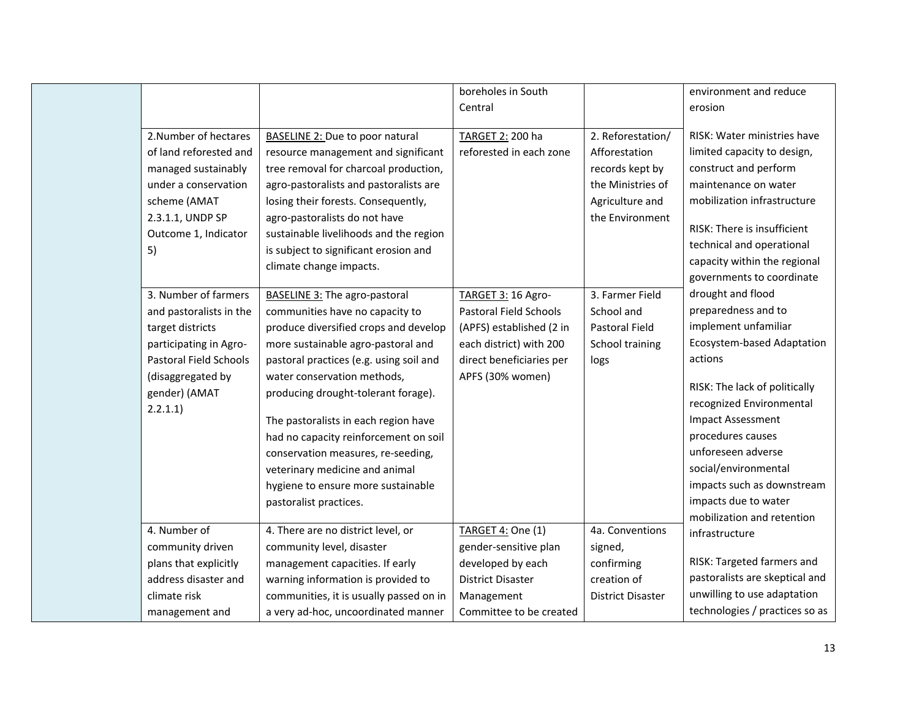| | | | | | |
|---|---|---|---|---|---|
| | | | boreholes in South Central | | environment and reduce erosion<br><br>RISK: Water ministries have limited capacity to design, construct and perform maintenance on water mobilization infrastructure<br><br>RISK: There is insufficient technical and operational capacity within the regional governments to coordinate drought and flood preparedness and to implement unfamiliar Ecosystem-based Adaptation actions<br><br>RISK: The lack of politically recognized Environmental Impact Assessment procedures causes unforeseen adverse social/environmental impacts such as downstream impacts due to water mobilization and retention infrastructure<br><br>RISK: Targeted farmers and pastoralists are skeptical and unwilling to use adaptation technologies / practices so as |
| | 2.Number of hectares of land reforested and managed sustainably under a conservation scheme (AMAT 2.3.1.1, UNDP SP Outcome 1, Indicator 5) | BASELINE 2: Due to poor natural resource management and significant tree removal for charcoal production, agro-pastoralists and pastoralists are losing their forests. Consequently, agro-pastoralists do not have sustainable livelihoods and the region is subject to significant erosion and climate change impacts. | TARGET 2: 200 ha reforested in each zone | 2. Reforestation/ Afforestation records kept by the Ministries of Agriculture and the Environment | |
| | 3. Number of farmers and pastoralists in the target districts participating in Agro-Pastoral Field Schools (disaggregated by gender) (AMAT 2.2.1.1) | BASELINE 3: The agro-pastoral communities have no capacity to produce diversified crops and develop more sustainable agro-pastoral and pastoral practices (e.g. using soil and water conservation methods, producing drought-tolerant forage).<br><br>The pastoralists in each region have had no capacity reinforcement on soil conservation measures, re-seeding, veterinary medicine and animal hygiene to ensure more sustainable pastoralist practices. | TARGET 3: 16 Agro-Pastoral Field Schools (APFS) established (2 in each district) with 200 direct beneficiaries per APFS (30% women) | 3. Farmer Field School and Pastoral Field School training logs | |
| | 4. Number of community driven plans that explicitly address disaster and climate risk management and | 4. There are no district level, or community level, disaster management capacities. If early warning information is provided to communities, it is usually passed on in a very ad-hoc, uncoordinated manner | TARGET 4: One (1) gender-sensitive plan developed by each District Disaster Management Committee to be created | 4a. Conventions signed, confirming creation of District Disaster | |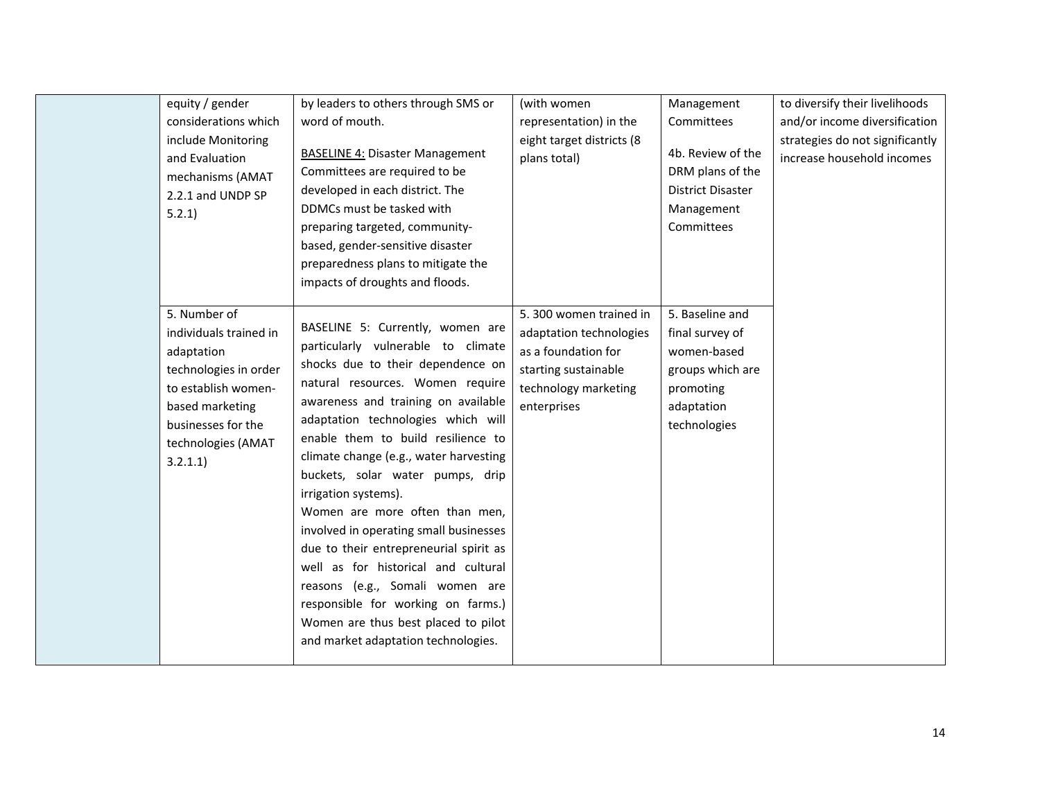| | | | | | |
|---|---|---|---|---|---|
| | equity / gender considerations which include Monitoring and Evaluation mechanisms (AMAT 2.2.1 and UNDP SP 5.2.1) | by leaders to others through SMS or word of mouth.<br><br>BASELINE 4: Disaster Management Committees are required to be developed in each district. The DDMCs must be tasked with preparing targeted, community-based, gender-sensitive disaster preparedness plans to mitigate the impacts of droughts and floods. | (with women representation) in the eight target districts (8 plans total) | Management Committees<br><br>4b. Review of the DRM plans of the District Disaster Management Committees | to diversify their livelihoods and/or income diversification strategies do not significantly increase household incomes |
| | 5. Number of individuals trained in adaptation technologies in order to establish women-based marketing businesses for the technologies (AMAT 3.2.1.1) | BASELINE 5: Currently, women are particularly vulnerable to climate shocks due to their dependence on natural resources. Women require awareness and training on available adaptation technologies which will enable them to build resilience to climate change (e.g., water harvesting buckets, solar water pumps, drip irrigation systems).<br>Women are more often than men, involved in operating small businesses due to their entrepreneurial spirit as well as for historical and cultural reasons (e.g., Somali women are responsible for working on farms.) Women are thus best placed to pilot and market adaptation technologies. | 5. 300 women trained in adaptation technologies as a foundation for starting sustainable technology marketing enterprises | 5. Baseline and final survey of women-based groups which are promoting adaptation technologies | |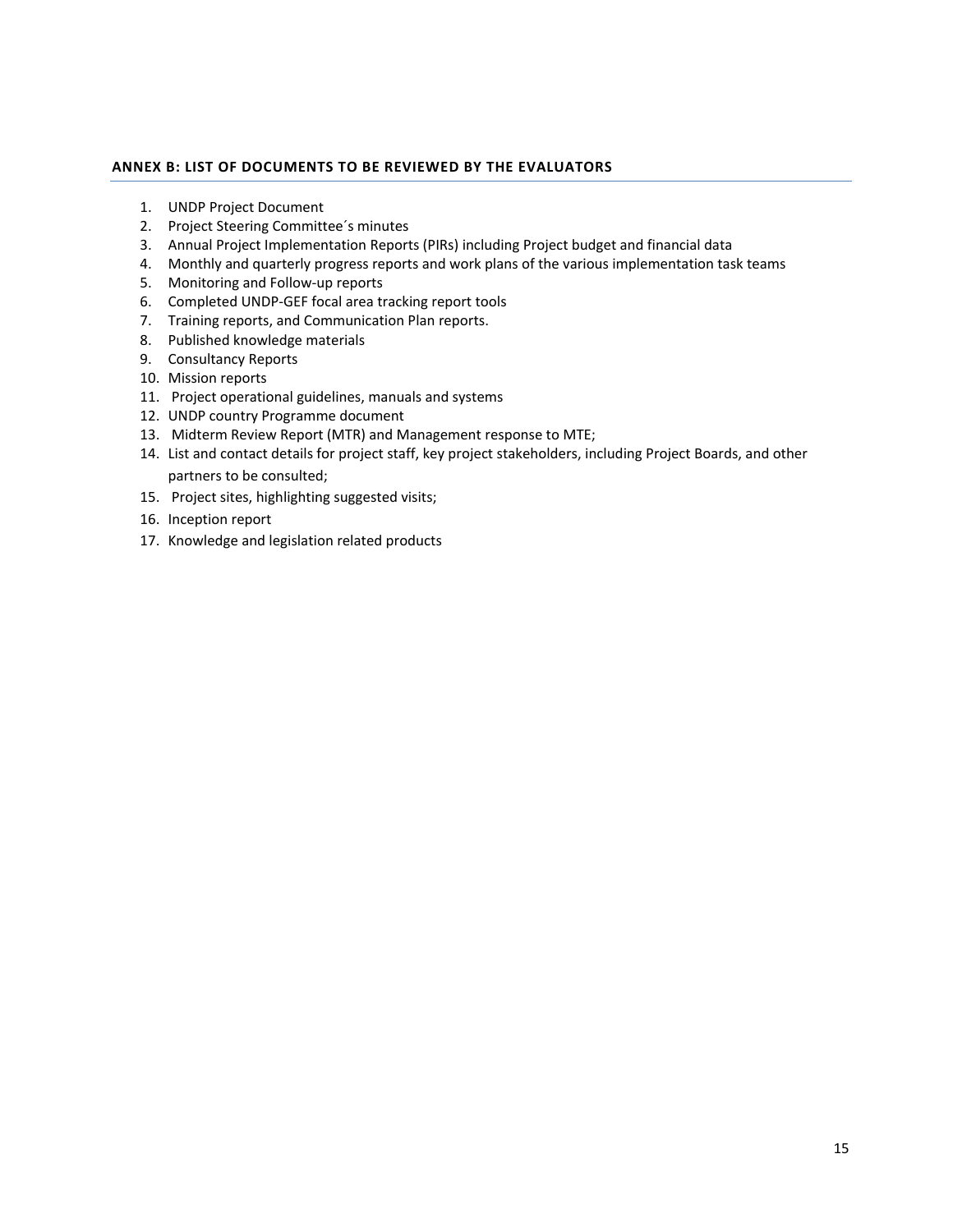## ANNEX B: LIST OF DOCUMENTS TO BE REVIEWED BY THE EVALUATORS

1. UNDP Project Document
2. Project Steering Committee´s minutes
3. Annual Project Implementation Reports (PIRs) including Project budget and financial data
4. Monthly and quarterly progress reports and work plans of the various implementation task teams
5. Monitoring and Follow-up reports
6. Completed UNDP-GEF focal area tracking report tools
7. Training reports, and Communication Plan reports.
8. Published knowledge materials
9. Consultancy Reports
10. Mission reports
11. Project operational guidelines, manuals and systems
12. UNDP country Programme document
13. Midterm Review Report (MTR) and Management response to MTE;
14. List and contact details for project staff, key project stakeholders, including Project Boards, and other partners to be consulted;
15. Project sites, highlighting suggested visits;
16. Inception report
17. Knowledge and legislation related products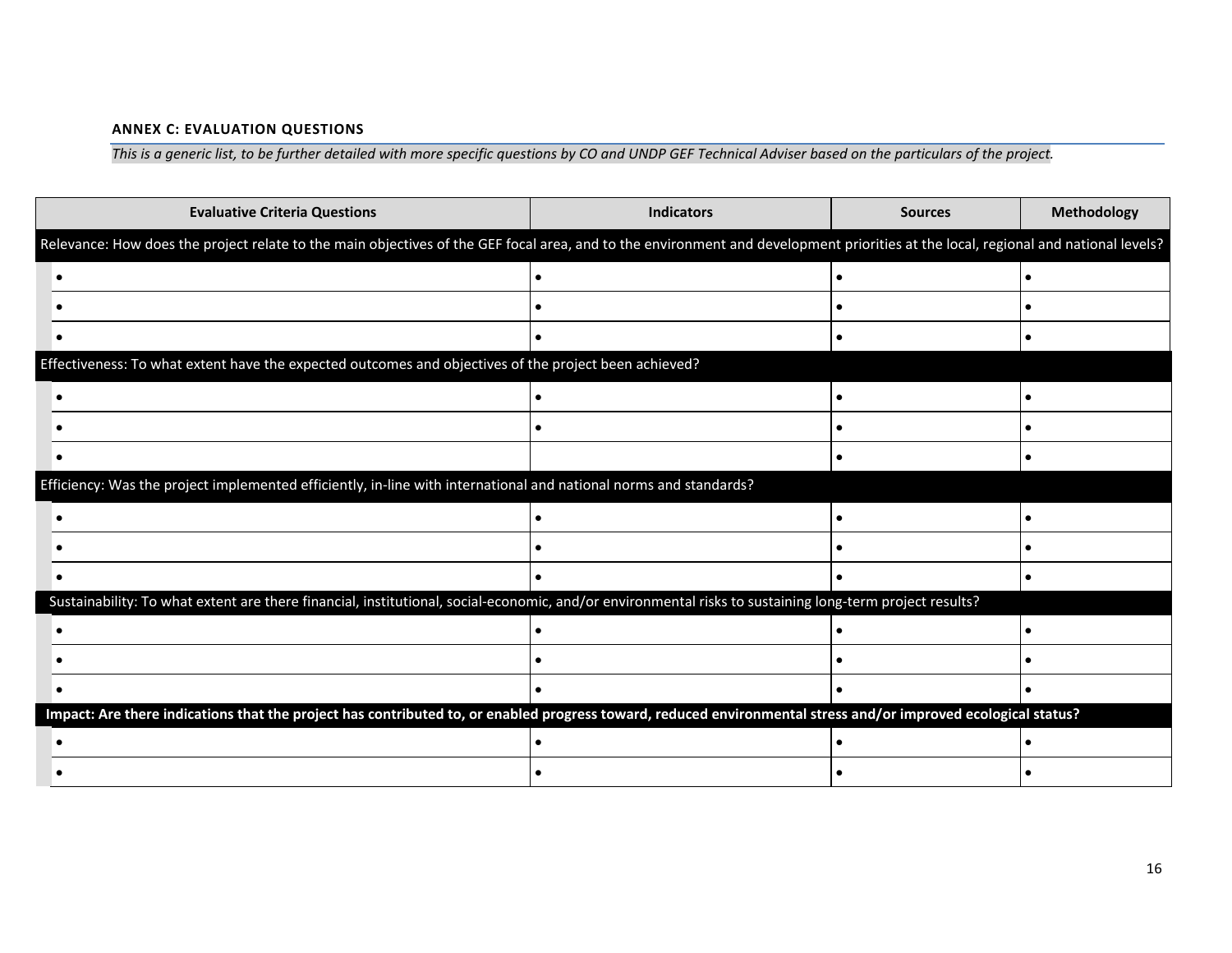**ANNEX C: EVALUATION QUESTIONS**

*This is a generic list, to be further detailed with more specific questions by CO and UNDP GEF Technical Adviser based on the particulars of the project.*

| Evaluative Criteria Questions | Indicators | Sources | Methodology |
|---|---|---|---|
| Relevance: How does the project relate to the main objectives of the GEF focal area, and to the environment and development priorities at the local, regional and national levels? | | | |
| • | • | • | • |
| • | • | • | • |
| • | • | • | • |
| Effectiveness: To what extent have the expected outcomes and objectives of the project been achieved? | | | |
| • | • | • | • |
| • | • | • | • |
| • | | • | • |
| Efficiency: Was the project implemented efficiently, in-line with international and national norms and standards? | | | |
| • | • | • | • |
| • | • | • | • |
| • | • | • | • |
| Sustainability: To what extent are there financial, institutional, social-economic, and/or environmental risks to sustaining long-term project results? | | | |
| • | • | • | • |
| • | • | • | • |
| • | • | • | • |
| **Impact: Are there indications that the project has contributed to, or enabled progress toward, reduced environmental stress and/or improved ecological status?** | | | |
| • | • | • | • |
| • | • | • | • |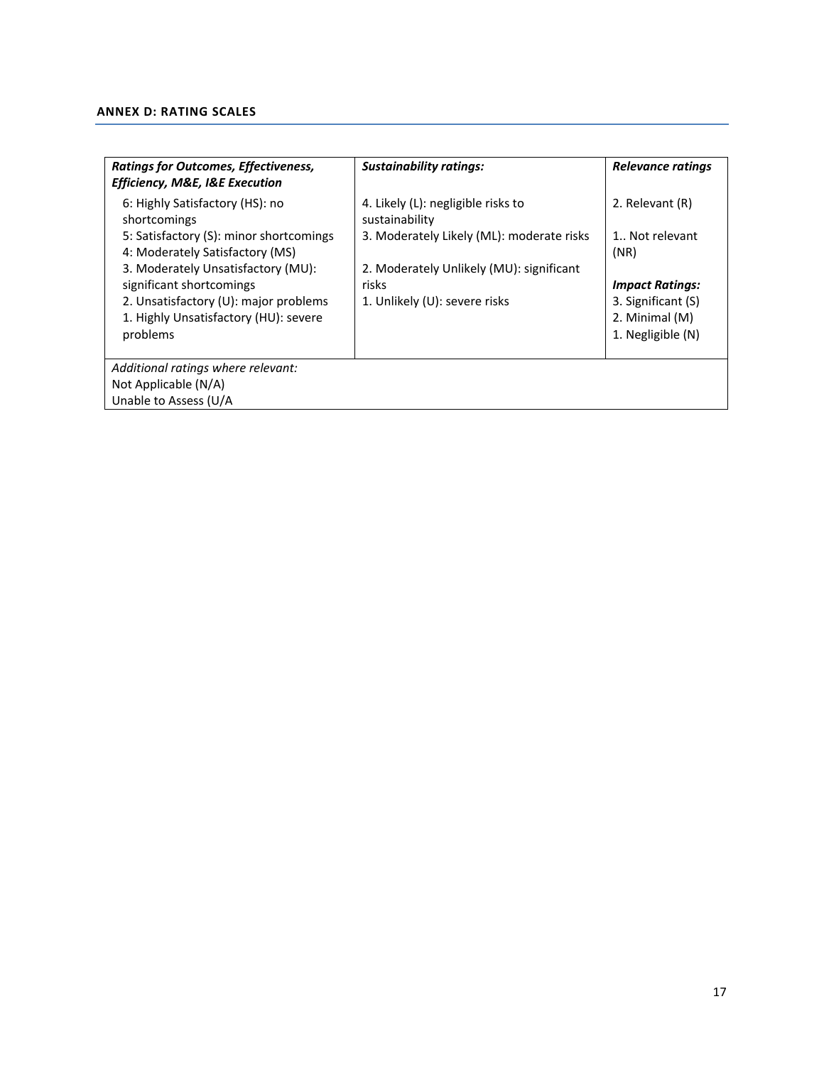#### ANNEX D: RATING SCALES

| *Ratings for Outcomes, Effectiveness, Efficiency, M&E, I&E Execution* | *Sustainability ratings:* | *Relevance ratings* |
|---|---|---|
| 6: Highly Satisfactory (HS): no shortcomings<br>5: Satisfactory (S): minor shortcomings<br>4: Moderately Satisfactory (MS)<br>3. Moderately Unsatisfactory (MU): significant shortcomings<br>2. Unsatisfactory (U): major problems<br>1. Highly Unsatisfactory (HU): severe problems | 4. Likely (L): negligible risks to sustainability<br>3. Moderately Likely (ML): moderate risks<br>2. Moderately Unlikely (MU): significant risks<br>1. Unlikely (U): severe risks | 2. Relevant (R)<br>1.. Not relevant (NR)<br>***Impact Ratings:***<br>3. Significant (S)<br>2. Minimal (M)<br>1. Negligible (N) |
| *Additional ratings where relevant:*<br>Not Applicable (N/A)<br>Unable to Assess (U/A | | |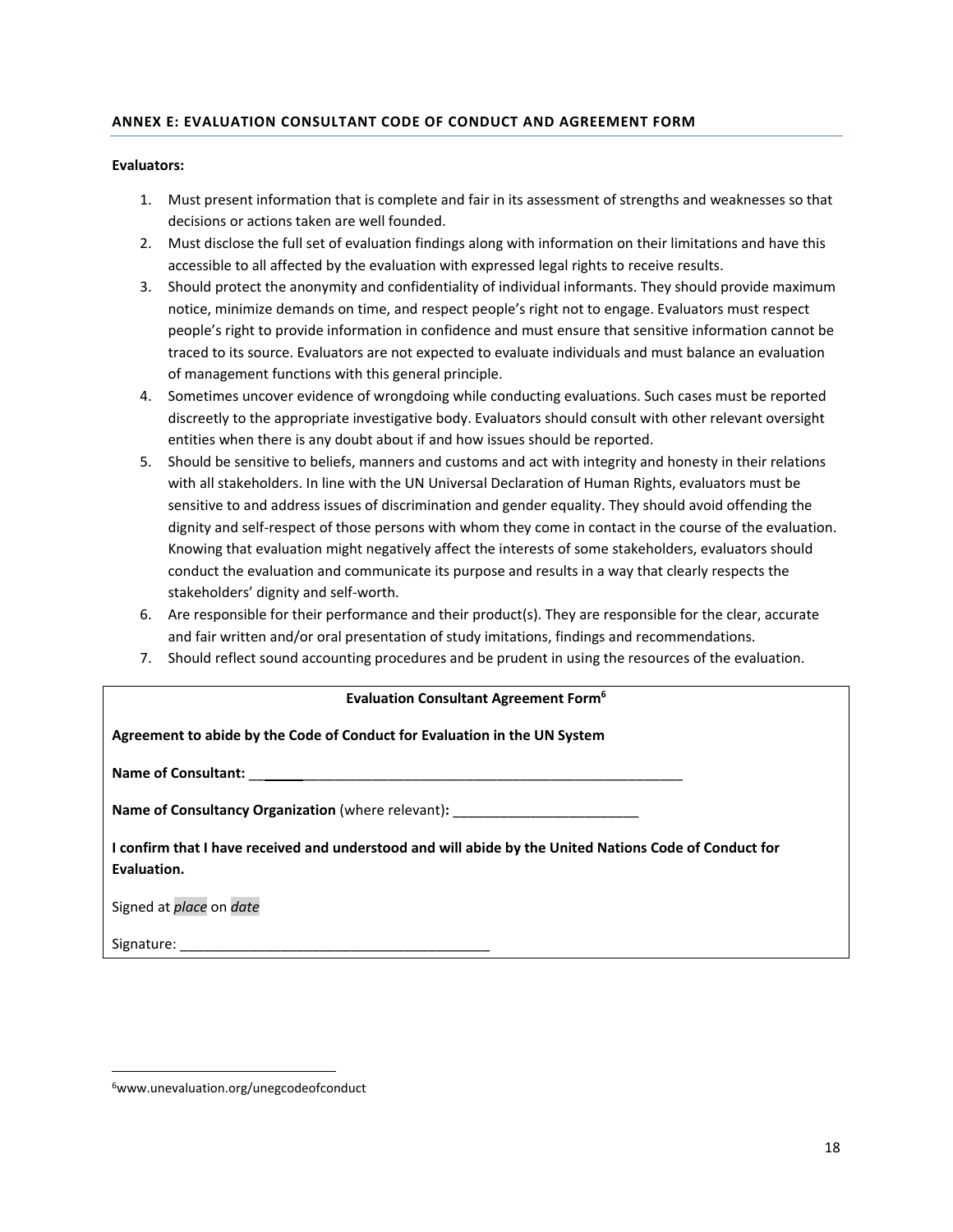## ANNEX E: EVALUATION CONSULTANT CODE OF CONDUCT AND AGREEMENT FORM

**Evaluators:**

1. Must present information that is complete and fair in its assessment of strengths and weaknesses so that decisions or actions taken are well founded.
2. Must disclose the full set of evaluation findings along with information on their limitations and have this accessible to all affected by the evaluation with expressed legal rights to receive results.
3. Should protect the anonymity and confidentiality of individual informants. They should provide maximum notice, minimize demands on time, and respect people's right not to engage. Evaluators must respect people's right to provide information in confidence and must ensure that sensitive information cannot be traced to its source. Evaluators are not expected to evaluate individuals and must balance an evaluation of management functions with this general principle.
4. Sometimes uncover evidence of wrongdoing while conducting evaluations. Such cases must be reported discreetly to the appropriate investigative body. Evaluators should consult with other relevant oversight entities when there is any doubt about if and how issues should be reported.
5. Should be sensitive to beliefs, manners and customs and act with integrity and honesty in their relations with all stakeholders. In line with the UN Universal Declaration of Human Rights, evaluators must be sensitive to and address issues of discrimination and gender equality. They should avoid offending the dignity and self-respect of those persons with whom they come in contact in the course of the evaluation. Knowing that evaluation might negatively affect the interests of some stakeholders, evaluators should conduct the evaluation and communicate its purpose and results in a way that clearly respects the stakeholders' dignity and self-worth.
6. Are responsible for their performance and their product(s). They are responsible for the clear, accurate and fair written and/or oral presentation of study imitations, findings and recommendations.
7. Should reflect sound accounting procedures and be prudent in using the resources of the evaluation.

**Evaluation Consultant Agreement Form**[6]

**Agreement to abide by the Code of Conduct for Evaluation in the UN System**

**Name of Consultant:** ____________________________________________________________

**Name of Consultancy Organization** (where relevant)**:** ________________________

**I confirm that I have received and understood and will abide by the United Nations Code of Conduct for Evaluation.**

Signed at *place* on *date*

Signature: _______________________________________

[6] www.unevaluation.org/unegcodeofconduct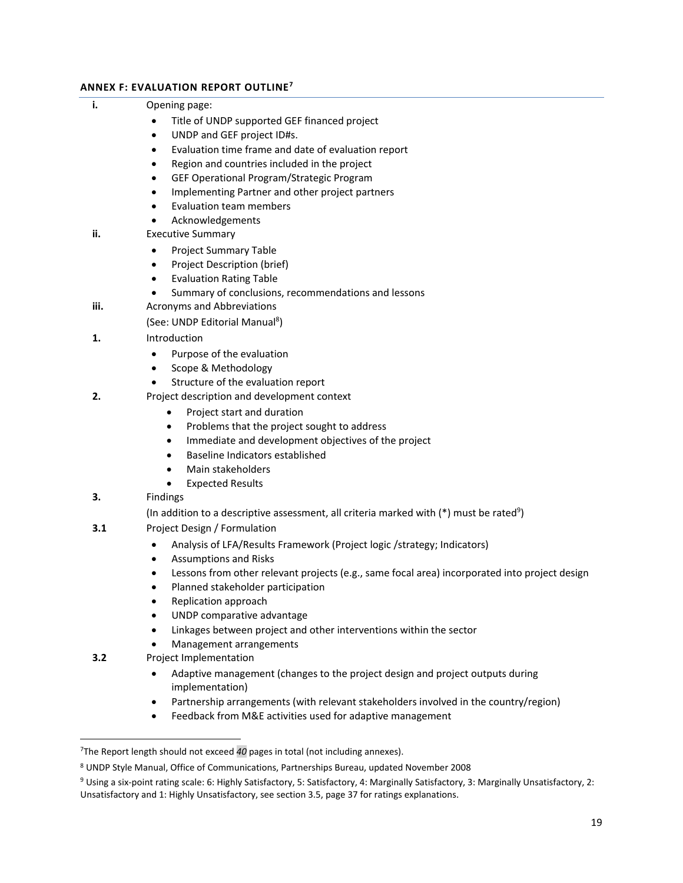### ANNEX F: EVALUATION REPORT OUTLINE[7]

**i.** Opening page:

- Title of UNDP supported GEF financed project
- UNDP and GEF project ID#s.
- Evaluation time frame and date of evaluation report
- Region and countries included in the project
- GEF Operational Program/Strategic Program
- Implementing Partner and other project partners
- Evaluation team members
- Acknowledgements

**ii.** Executive Summary

- Project Summary Table
- Project Description (brief)
- Evaluation Rating Table
- Summary of conclusions, recommendations and lessons

**iii.** Acronyms and Abbreviations

(See: UNDP Editorial Manual[8])

**1.** Introduction

- Purpose of the evaluation
- Scope & Methodology
- Structure of the evaluation report

**2.** Project description and development context

- Project start and duration
- Problems that the project sought to address
- Immediate and development objectives of the project
- Baseline Indicators established
- Main stakeholders
- Expected Results

**3.** Findings

(In addition to a descriptive assessment, all criteria marked with (*) must be rated[9])

**3.1** Project Design / Formulation

- Analysis of LFA/Results Framework (Project logic /strategy; Indicators)
- Assumptions and Risks
- Lessons from other relevant projects (e.g., same focal area) incorporated into project design
- Planned stakeholder participation
- Replication approach
- UNDP comparative advantage
- Linkages between project and other interventions within the sector
- Management arrangements

**3.2** Project Implementation

- Adaptive management (changes to the project design and project outputs during implementation)
- Partnership arrangements (with relevant stakeholders involved in the country/region)
- Feedback from M&E activities used for adaptive management

---

[7] The Report length should not exceed *40* pages in total (not including annexes).

[8] UNDP Style Manual, Office of Communications, Partnerships Bureau, updated November 2008

[9] Using a six-point rating scale: 6: Highly Satisfactory, 5: Satisfactory, 4: Marginally Satisfactory, 3: Marginally Unsatisfactory, 2: Unsatisfactory and 1: Highly Unsatisfactory, see section 3.5, page 37 for ratings explanations.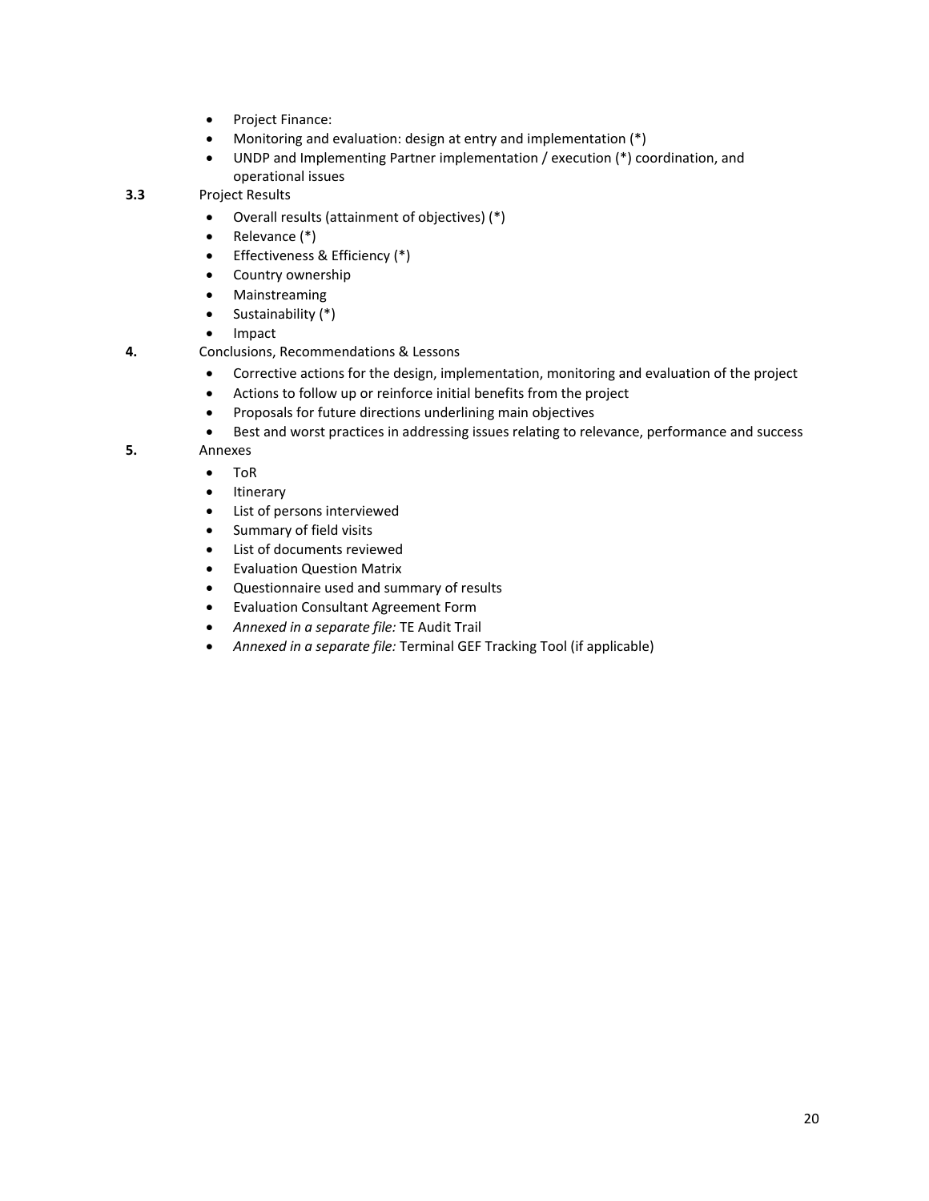- Project Finance:
- Monitoring and evaluation: design at entry and implementation (*)
- UNDP and Implementing Partner implementation / execution (*) coordination, and operational issues

**3.3** Project Results

- Overall results (attainment of objectives) (*)
- Relevance (*)
- Effectiveness & Efficiency (*)
- Country ownership
- Mainstreaming
- Sustainability (*)
- Impact

**4.** Conclusions, Recommendations & Lessons

- Corrective actions for the design, implementation, monitoring and evaluation of the project
- Actions to follow up or reinforce initial benefits from the project
- Proposals for future directions underlining main objectives
- Best and worst practices in addressing issues relating to relevance, performance and success

**5.** Annexes

- ToR
- Itinerary
- List of persons interviewed
- Summary of field visits
- List of documents reviewed
- Evaluation Question Matrix
- Questionnaire used and summary of results
- Evaluation Consultant Agreement Form
- *Annexed in a separate file:* TE Audit Trail
- *Annexed in a separate file:* Terminal GEF Tracking Tool (if applicable)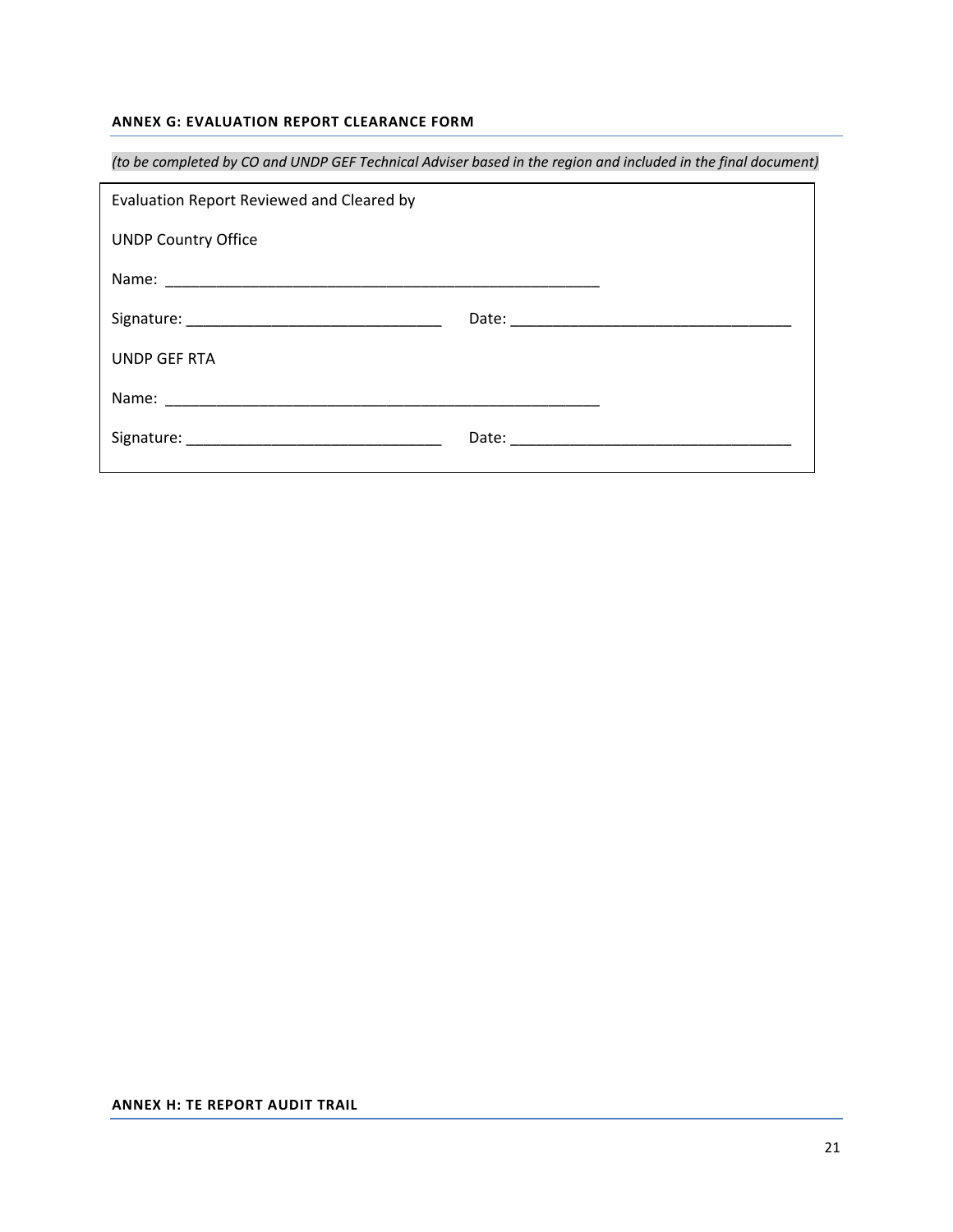**ANNEX G: EVALUATION REPORT CLEARANCE FORM**

*(to be completed by CO and UNDP GEF Technical Adviser based in the region and included in the final document)*

Evaluation Report Reviewed and Cleared by

UNDP Country Office

Name: _____________________________________________

Signature: _________________________ Date: ___________________________

UNDP GEF RTA

Name: _____________________________________________

Signature: _________________________ Date: ___________________________

**ANNEX H: TE REPORT AUDIT TRAIL**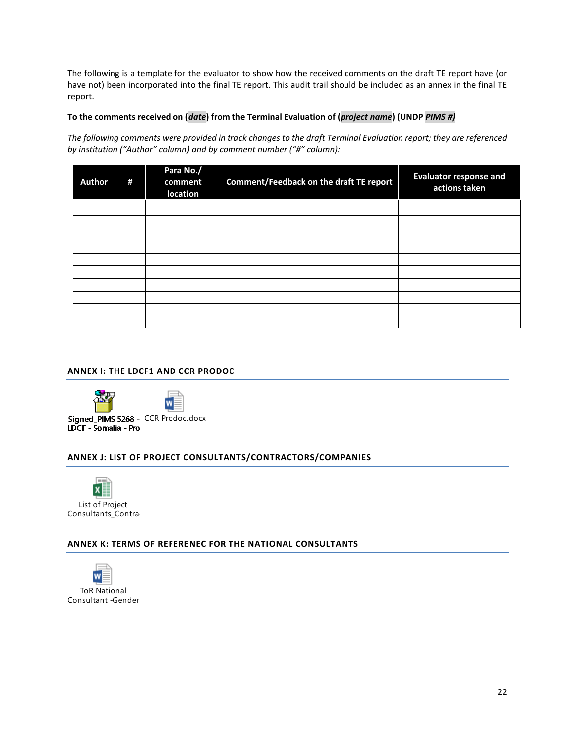The following is a template for the evaluator to show how the received comments on the draft TE report have (or have not) been incorporated into the final TE report. This audit trail should be included as an annex in the final TE report.

**To the comments received on (*date*) from the Terminal Evaluation of (*project name*) (UNDP *PIMS #*)**

*The following comments were provided in track changes to the draft Terminal Evaluation report; they are referenced by institution ("Author" column) and by comment number ("#" column):*

| Author | # | Para No./ comment location | Comment/Feedback on the draft TE report | Evaluator response and actions taken |
|---|---|---|---|---|
| | | | | |
| | | | | |
| | | | | |
| | | | | |
| | | | | |
| | | | | |
| | | | | |
| | | | | |
| | | | | |
| | | | | |

## ANNEX I: THE LDCF1 AND CCR PRODOC

Signed_PIMS 5268 - LDCF - Somalia - Pro

CCR Prodoc.docx

## ANNEX J: LIST OF PROJECT CONSULTANTS/CONTRACTORS/COMPANIES

List of Project Consultants_Contra

## ANNEX K: TERMS OF REFERENEC FOR THE NATIONAL CONSULTANTS

ToR National Consultant -Gender